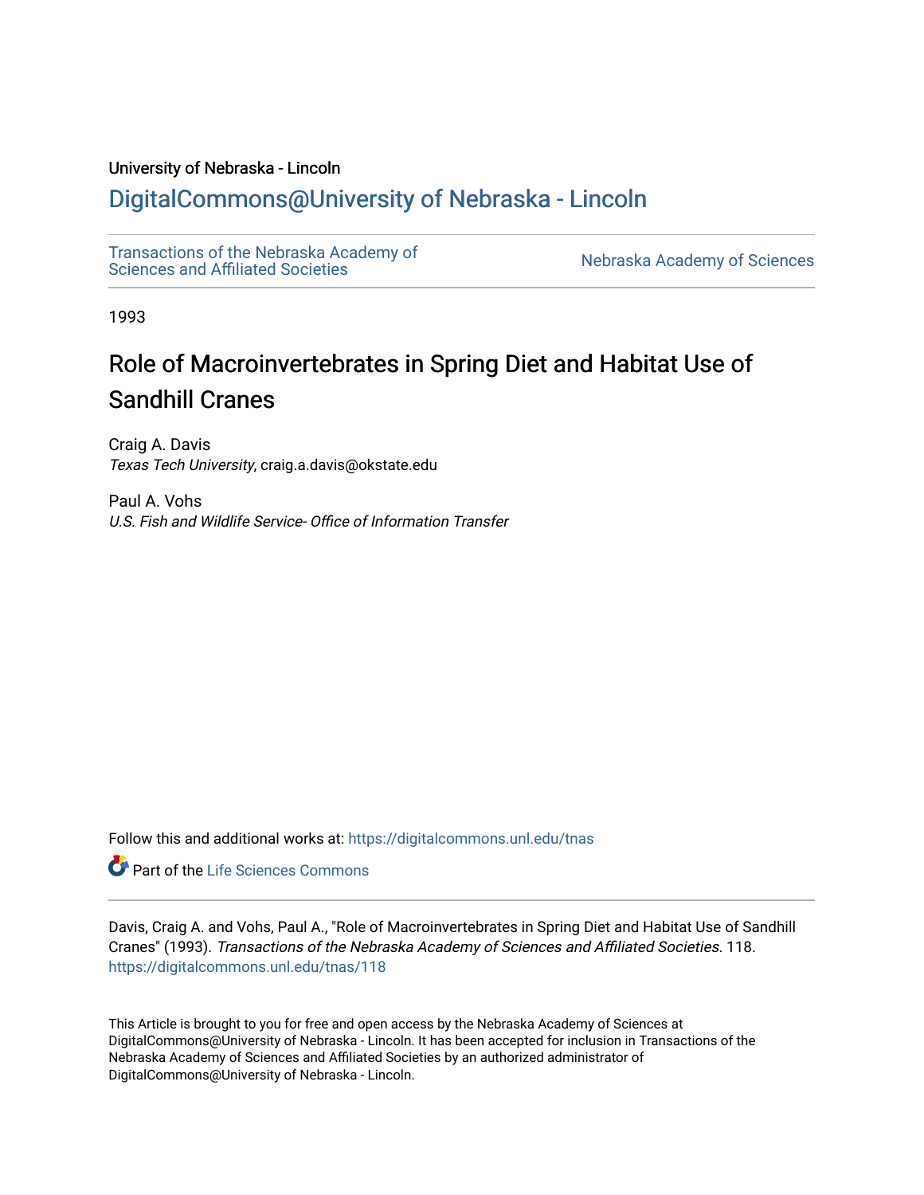University of Nebraska - Lincoln

## DigitalCommons@University of Nebraska - Lincoln

Transactions of the Nebraska Academy of Sciences and Affiliated Societies

Nebraska Academy of Sciences

1993

# Role of Macroinvertebrates in Spring Diet and Habitat Use of Sandhill Cranes

Craig A. Davis
*Texas Tech University*, craig.a.davis@okstate.edu

Paul A. Vohs
*U.S. Fish and Wildlife Service- Office of Information Transfer*

Follow this and additional works at: https://digitalcommons.unl.edu/tnas

Part of the Life Sciences Commons

Davis, Craig A. and Vohs, Paul A., "Role of Macroinvertebrates in Spring Diet and Habitat Use of Sandhill Cranes" (1993). *Transactions of the Nebraska Academy of Sciences and Affiliated Societies*. 118.
https://digitalcommons.unl.edu/tnas/118

This Article is brought to you for free and open access by the Nebraska Academy of Sciences at DigitalCommons@University of Nebraska - Lincoln. It has been accepted for inclusion in Transactions of the Nebraska Academy of Sciences and Affiliated Societies by an authorized administrator of DigitalCommons@University of Nebraska - Lincoln.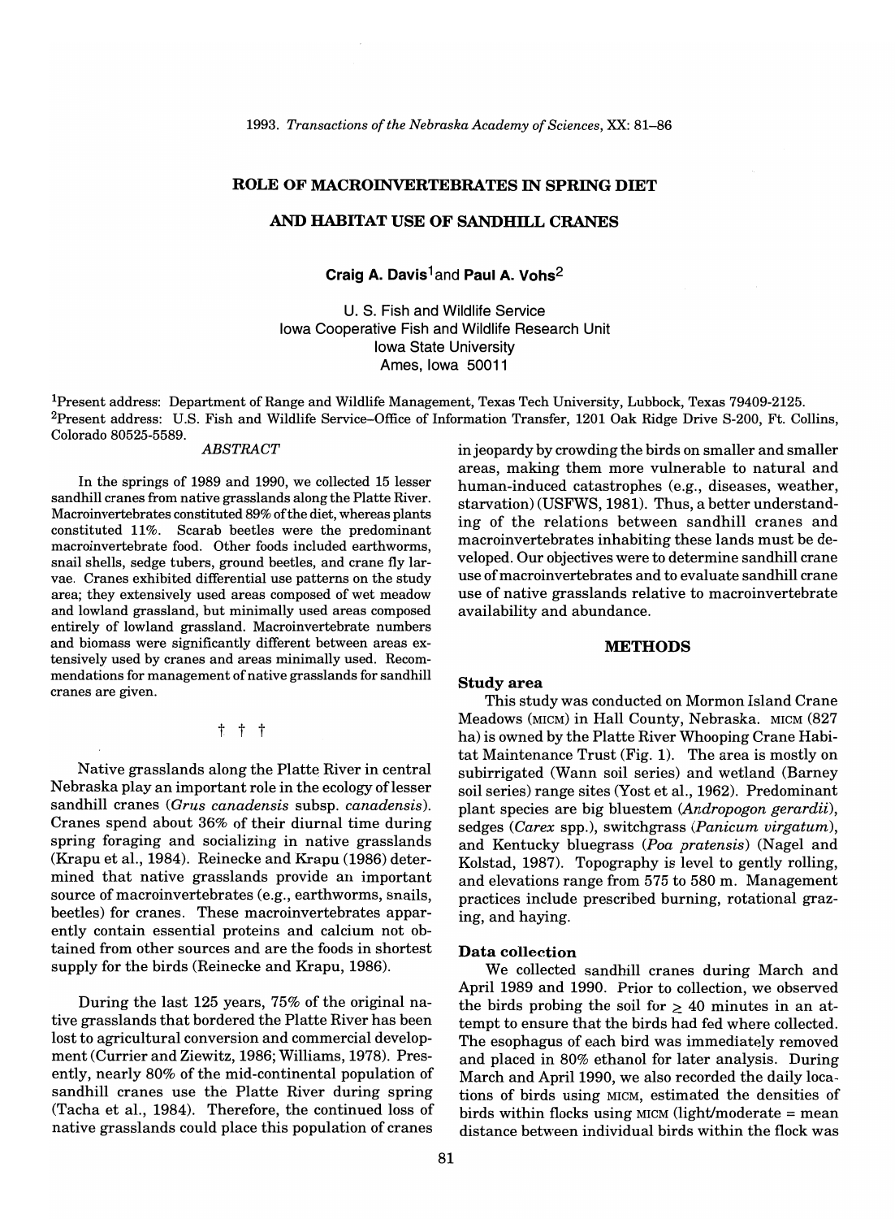1993. *Transactions of the Nebraska Academy of Sciences*, XX: 81–86

# ROLE OF MACROINVERTEBRATES IN SPRING DIET AND HABITAT USE OF SANDHILL CRANES

**Craig A. Davis**[1] **and Paul A. Vohs**[2]

U. S. Fish and Wildlife Service
Iowa Cooperative Fish and Wildlife Research Unit
Iowa State University
Ames, Iowa 50011

[1]Present address: Department of Range and Wildlife Management, Texas Tech University, Lubbock, Texas 79409-2125.
[2]Present address: U.S. Fish and Wildlife Service–Office of Information Transfer, 1201 Oak Ridge Drive S-200, Ft. Collins, Colorado 80525-5589.

*ABSTRACT*

In the springs of 1989 and 1990, we collected 15 lesser sandhill cranes from native grasslands along the Platte River. Macroinvertebrates constituted 89% of the diet, whereas plants constituted 11%. Scarab beetles were the predominant macroinvertebrate food. Other foods included earthworms, snail shells, sedge tubers, ground beetles, and crane fly larvae. Cranes exhibited differential use patterns on the study area; they extensively used areas composed of wet meadow and lowland grassland, but minimally used areas composed entirely of lowland grassland. Macroinvertebrate numbers and biomass were significantly different between areas extensively used by cranes and areas minimally used. Recommendations for management of native grasslands for sandhill cranes are given.

† † †

Native grasslands along the Platte River in central Nebraska play an important role in the ecology of lesser sandhill cranes (*Grus canadensis* subsp. *canadensis*). Cranes spend about 36% of their diurnal time during spring foraging and socializing in native grasslands (Krapu et al., 1984). Reinecke and Krapu (1986) determined that native grasslands provide an important source of macroinvertebrates (e.g., earthworms, snails, beetles) for cranes. These macroinvertebrates apparently contain essential proteins and calcium not obtained from other sources and are the foods in shortest supply for the birds (Reinecke and Krapu, 1986).

During the last 125 years, 75% of the original native grasslands that bordered the Platte River has been lost to agricultural conversion and commercial development (Currier and Ziewitz, 1986; Williams, 1978). Presently, nearly 80% of the mid-continental population of sandhill cranes use the Platte River during spring (Tacha et al., 1984). Therefore, the continued loss of native grasslands could place this population of cranes in jeopardy by crowding the birds on smaller and smaller areas, making them more vulnerable to natural and human-induced catastrophes (e.g., diseases, weather, starvation) (USFWS, 1981). Thus, a better understanding of the relations between sandhill cranes and macroinvertebrates inhabiting these lands must be developed. Our objectives were to determine sandhill crane use of macroinvertebrates and to evaluate sandhill crane use of native grasslands relative to macroinvertebrate availability and abundance.

## METHODS

### Study area

This study was conducted on Mormon Island Crane Meadows (MICM) in Hall County, Nebraska. MICM (827 ha) is owned by the Platte River Whooping Crane Habitat Maintenance Trust (Fig. 1). The area is mostly on subirrigated (Wann soil series) and wetland (Barney soil series) range sites (Yost et al., 1962). Predominant plant species are big bluestem (*Andropogon gerardii*), sedges (*Carex* spp.), switchgrass (*Panicum virgatum*), and Kentucky bluegrass (*Poa pratensis*) (Nagel and Kolstad, 1987). Topography is level to gently rolling, and elevations range from 575 to 580 m. Management practices include prescribed burning, rotational grazing, and haying.

### Data collection

We collected sandhill cranes during March and April 1989 and 1990. Prior to collection, we observed the birds probing the soil for ≥ 40 minutes in an attempt to ensure that the birds had fed where collected. The esophagus of each bird was immediately removed and placed in 80% ethanol for later analysis. During March and April 1990, we also recorded the daily locations of birds using MICM, estimated the densities of birds within flocks using MICM (light/moderate = mean distance between individual birds within the flock was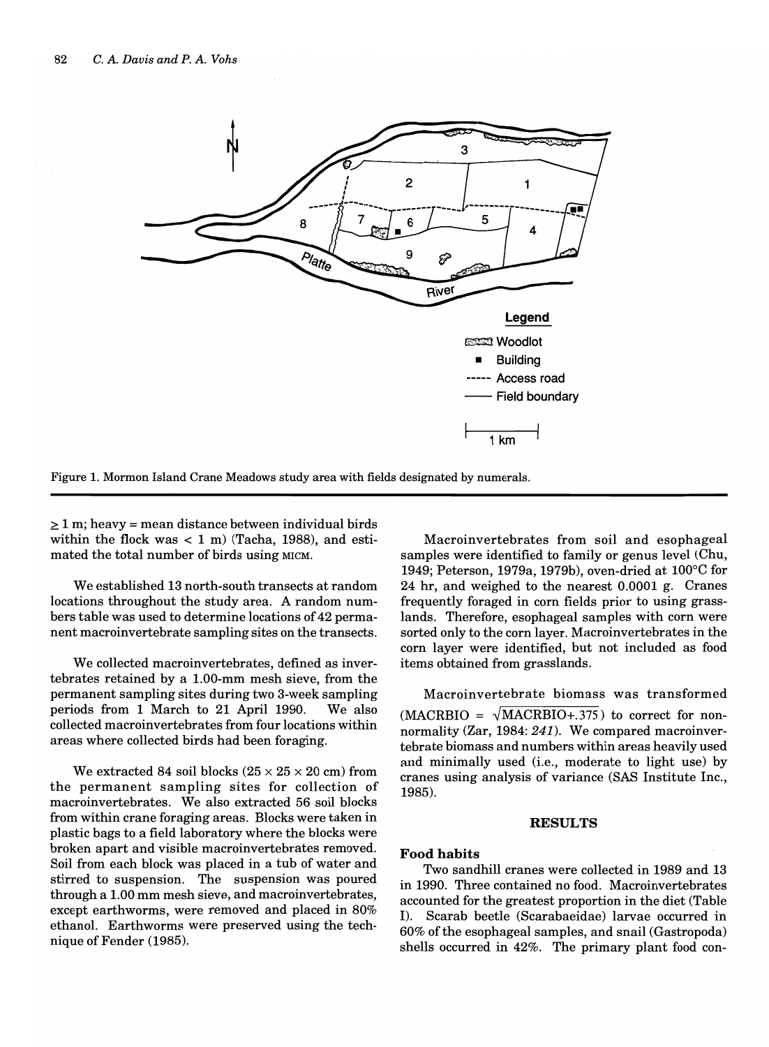3

2

1

8

7

6

5

4

9

Platte

River

Legend

Woodlot

Building

----- Access road

—— Field boundary

1 km

N

Figure 1. Mormon Island Crane Meadows study area with fields designated by numerals.

≥ 1 m; heavy = mean distance between individual birds within the flock was < 1 m) (Tacha, 1988), and estimated the total number of birds using MICM.

We established 13 north-south transects at random locations throughout the study area. A random numbers table was used to determine locations of 42 permanent macroinvertebrate sampling sites on the transects.

We collected macroinvertebrates, defined as invertebrates retained by a 1.00-mm mesh sieve, from the permanent sampling sites during two 3-week sampling periods from 1 March to 21 April 1990. We also collected macroinvertebrates from four locations within areas where collected birds had been foraging.

We extracted 84 soil blocks (25 × 25 × 20 cm) from the permanent sampling sites for collection of macroinvertebrates. We also extracted 56 soil blocks from within crane foraging areas. Blocks were taken in plastic bags to a field laboratory where the blocks were broken apart and visible macroinvertebrates removed. Soil from each block was placed in a tub of water and stirred to suspension. The suspension was poured through a 1.00 mm mesh sieve, and macroinvertebrates, except earthworms, were removed and placed in 80% ethanol. Earthworms were preserved using the technique of Fender (1985).

Macroinvertebrates from soil and esophageal samples were identified to family or genus level (Chu, 1949; Peterson, 1979a, 1979b), oven-dried at 100°C for 24 hr, and weighed to the nearest 0.0001 g. Cranes frequently foraged in corn fields prior to using grasslands. Therefore, esophageal samples with corn were sorted only to the corn layer. Macroinvertebrates in the corn layer were identified, but not included as food items obtained from grasslands.

Macroinvertebrate biomass was transformed (MACRBIO = $\sqrt{\text{MACRBIO}+.375}$) to correct for non-normality (Zar, 1984: *241*). We compared macroinvertebrate biomass and numbers within areas heavily used and minimally used (i.e., moderate to light use) by cranes using analysis of variance (SAS Institute Inc., 1985).

## RESULTS

### Food habits

Two sandhill cranes were collected in 1989 and 13 in 1990. Three contained no food. Macroinvertebrates accounted for the greatest proportion in the diet (Table I). Scarab beetle (Scarabaeidae) larvae occurred in 60% of the esophageal samples, and snail (Gastropoda) shells occurred in 42%. The primary plant food con-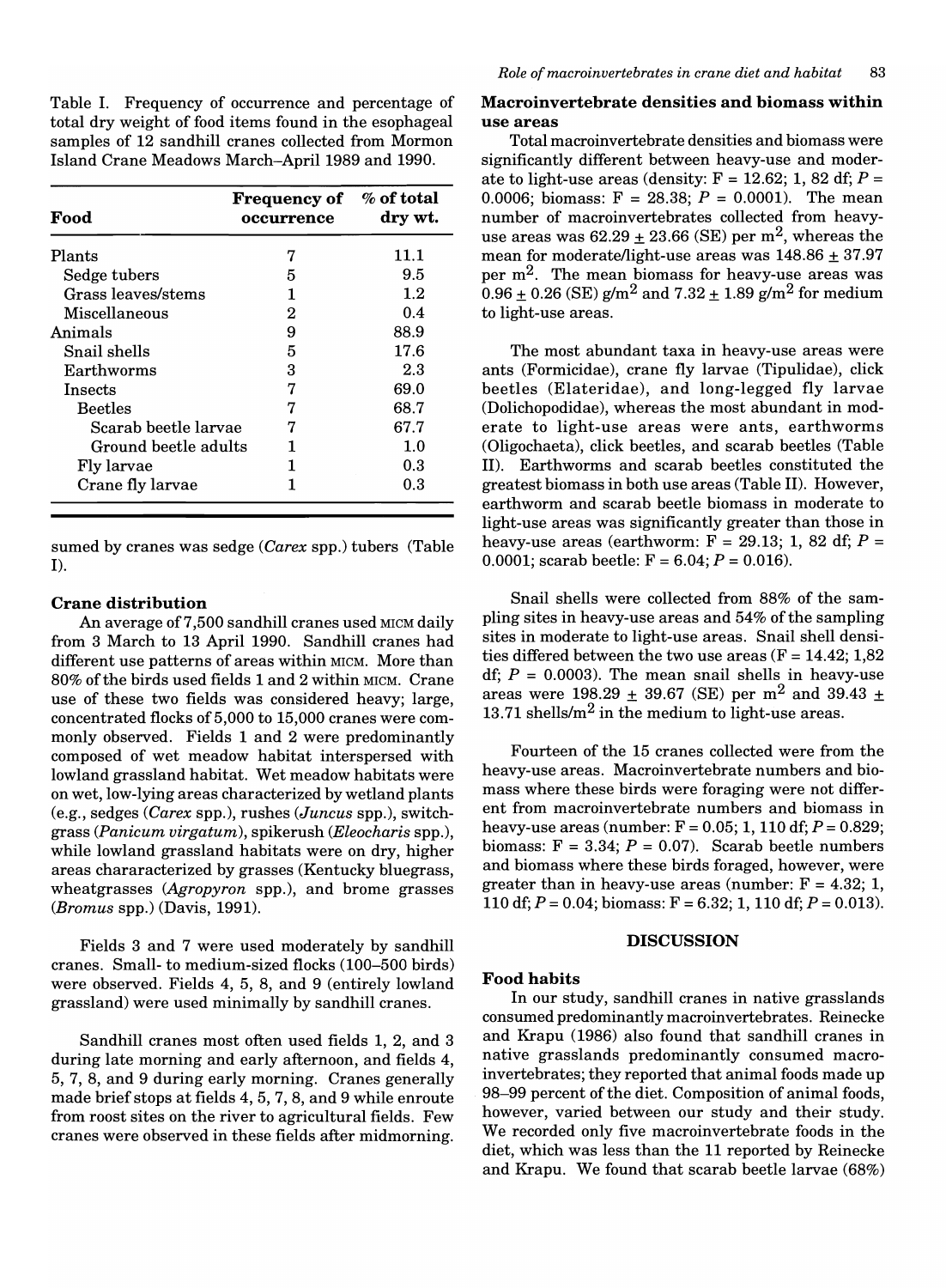Table I. Frequency of occurrence and percentage of total dry weight of food items found in the esophageal samples of 12 sandhill cranes collected from Mormon Island Crane Meadows March–April 1989 and 1990.

| Food | Frequency of occurrence | % of total dry wt. |
|---|---|---|
| Plants | 7 | 11.1 |
| Sedge tubers | 5 | 9.5 |
| Grass leaves/stems | 1 | 1.2 |
| Miscellaneous | 2 | 0.4 |
| Animals | 9 | 88.9 |
| Snail shells | 5 | 17.6 |
| Earthworms | 3 | 2.3 |
| Insects | 7 | 69.0 |
| Beetles | 7 | 68.7 |
| Scarab beetle larvae | 7 | 67.7 |
| Ground beetle adults | 1 | 1.0 |
| Fly larvae | 1 | 0.3 |
| Crane fly larvae | 1 | 0.3 |

sumed by cranes was sedge (*Carex* spp.) tubers (Table I).

### Crane distribution

An average of 7,500 sandhill cranes used MICM daily from 3 March to 13 April 1990. Sandhill cranes had different use patterns of areas within MICM. More than 80% of the birds used fields 1 and 2 within MICM. Crane use of these two fields was considered heavy; large, concentrated flocks of 5,000 to 15,000 cranes were commonly observed. Fields 1 and 2 were predominantly composed of wet meadow habitat interspersed with lowland grassland habitat. Wet meadow habitats were on wet, low-lying areas characterized by wetland plants (e.g., sedges (*Carex* spp.), rushes (*Juncus* spp.), switchgrass (*Panicum virgatum*), spikerush (*Eleocharis* spp.), while lowland grassland habitats were on dry, higher areas chararacterized by grasses (Kentucky bluegrass, wheatgrasses (*Agropyron* spp.), and brome grasses (*Bromus* spp.) (Davis, 1991).

Fields 3 and 7 were used moderately by sandhill cranes. Small- to medium-sized flocks (100–500 birds) were observed. Fields 4, 5, 8, and 9 (entirely lowland grassland) were used minimally by sandhill cranes.

Sandhill cranes most often used fields 1, 2, and 3 during late morning and early afternoon, and fields 4, 5, 7, 8, and 9 during early morning. Cranes generally made brief stops at fields 4, 5, 7, 8, and 9 while enroute from roost sites on the river to agricultural fields. Few cranes were observed in these fields after midmorning.

### Macroinvertebrate densities and biomass within use areas

Total macroinvertebrate densities and biomass were significantly different between heavy-use and moderate to light-use areas (density: F = 12.62; 1, 82 df; $P$ = 0.0006; biomass: F = 28.38; $P$ = 0.0001). The mean number of macroinvertebrates collected from heavy-use areas was 62.29 ± 23.66 (SE) per $m^2$, whereas the mean for moderate/light-use areas was 148.86 ± 37.97 per $m^2$. The mean biomass for heavy-use areas was 0.96 ± 0.26 (SE) g/$m^2$ and 7.32 ± 1.89 g/$m^2$ for medium to light-use areas.

The most abundant taxa in heavy-use areas were ants (Formicidae), crane fly larvae (Tipulidae), click beetles (Elateridae), and long-legged fly larvae (Dolichopodidae), whereas the most abundant in moderate to light-use areas were ants, earthworms (Oligochaeta), click beetles, and scarab beetles (Table II). Earthworms and scarab beetles constituted the greatest biomass in both use areas (Table II). However, earthworm and scarab beetle biomass in moderate to light-use areas was significantly greater than those in heavy-use areas (earthworm: F = 29.13; 1, 82 df; $P$ = 0.0001; scarab beetle: F = 6.04; $P$ = 0.016).

Snail shells were collected from 88% of the sampling sites in heavy-use areas and 54% of the sampling sites in moderate to light-use areas. Snail shell densities differed between the two use areas (F = 14.42; 1,82 df; $P$ = 0.0003). The mean snail shells in heavy-use areas were 198.29 ± 39.67 (SE) per $m^2$ and 39.43 ± 13.71 shells/$m^2$ in the medium to light-use areas.

Fourteen of the 15 cranes collected were from the heavy-use areas. Macroinvertebrate numbers and biomass where these birds were foraging were not different from macroinvertebrate numbers and biomass in heavy-use areas (number: F = 0.05; 1, 110 df; $P$ = 0.829; biomass: F = 3.34; $P$ = 0.07). Scarab beetle numbers and biomass where these birds foraged, however, were greater than in heavy-use areas (number: F = 4.32; 1, 110 df; $P$ = 0.04; biomass: F = 6.32; 1, 110 df; $P$ = 0.013).

## DISCUSSION

### Food habits

In our study, sandhill cranes in native grasslands consumed predominantly macroinvertebrates. Reinecke and Krapu (1986) also found that sandhill cranes in native grasslands predominantly consumed macroinvertebrates; they reported that animal foods made up 98–99 percent of the diet. Composition of animal foods, however, varied between our study and their study. We recorded only five macroinvertebrate foods in the diet, which was less than the 11 reported by Reinecke and Krapu. We found that scarab beetle larvae (68%)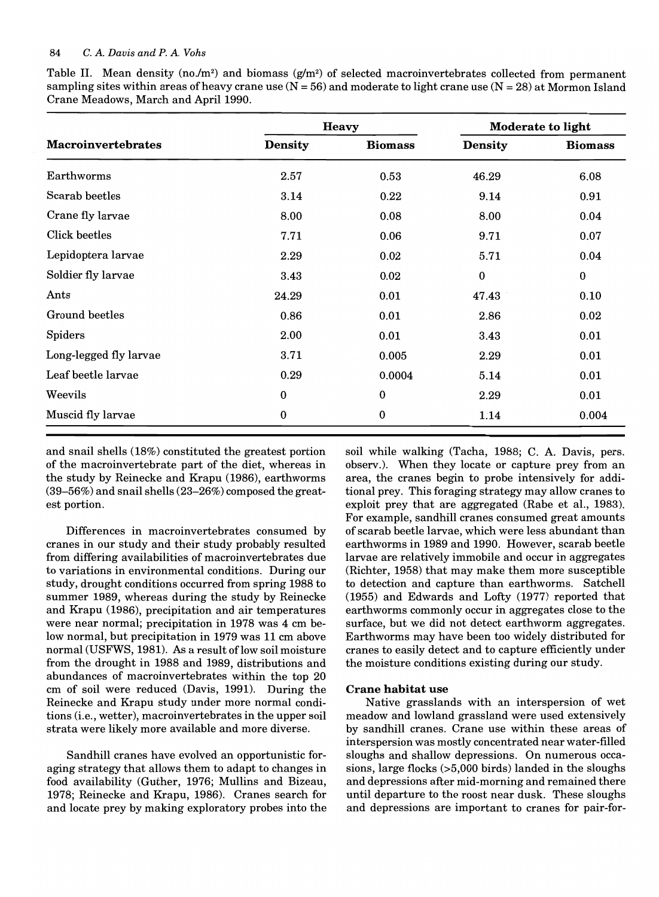Table II. Mean density (no./m²) and biomass (g/m²) of selected macroinvertebrates collected from permanent sampling sites within areas of heavy crane use (N = 56) and moderate to light crane use (N = 28) at Mormon Island Crane Meadows, March and April 1990.

| Macroinvertebrates | Heavy | | Moderate to light | |
|---|---|---|---|---|
| | Density | Biomass | Density | Biomass |
| Earthworms | 2.57 | 0.53 | 46.29 | 6.08 |
| Scarab beetles | 3.14 | 0.22 | 9.14 | 0.91 |
| Crane fly larvae | 8.00 | 0.08 | 8.00 | 0.04 |
| Click beetles | 7.71 | 0.06 | 9.71 | 0.07 |
| Lepidoptera larvae | 2.29 | 0.02 | 5.71 | 0.04 |
| Soldier fly larvae | 3.43 | 0.02 | 0 | 0 |
| Ants | 24.29 | 0.01 | 47.43 | 0.10 |
| Ground beetles | 0.86 | 0.01 | 2.86 | 0.02 |
| Spiders | 2.00 | 0.01 | 3.43 | 0.01 |
| Long-legged fly larvae | 3.71 | 0.005 | 2.29 | 0.01 |
| Leaf beetle larvae | 0.29 | 0.0004 | 5.14 | 0.01 |
| Weevils | 0 | 0 | 2.29 | 0.01 |
| Muscid fly larvae | 0 | 0 | 1.14 | 0.004 |

and snail shells (18%) constituted the greatest portion of the macroinvertebrate part of the diet, whereas in the study by Reinecke and Krapu (1986), earthworms (39–56%) and snail shells (23–26%) composed the greatest portion.

Differences in macroinvertebrates consumed by cranes in our study and their study probably resulted from differing availabilities of macroinvertebrates due to variations in environmental conditions. During our study, drought conditions occurred from spring 1988 to summer 1989, whereas during the study by Reinecke and Krapu (1986), precipitation and air temperatures were near normal; precipitation in 1978 was 4 cm below normal, but precipitation in 1979 was 11 cm above normal (USFWS, 1981). As a result of low soil moisture from the drought in 1988 and 1989, distributions and abundances of macroinvertebrates within the top 20 cm of soil were reduced (Davis, 1991). During the Reinecke and Krapu study under more normal conditions (i.e., wetter), macroinvertebrates in the upper soil strata were likely more available and more diverse.

Sandhill cranes have evolved an opportunistic foraging strategy that allows them to adapt to changes in food availability (Guther, 1976; Mullins and Bizeau, 1978; Reinecke and Krapu, 1986). Cranes search for and locate prey by making exploratory probes into the soil while walking (Tacha, 1988; C. A. Davis, pers. observ.). When they locate or capture prey from an area, the cranes begin to probe intensively for additional prey. This foraging strategy may allow cranes to exploit prey that are aggregated (Rabe et al., 1983). For example, sandhill cranes consumed great amounts of scarab beetle larvae, which were less abundant than earthworms in 1989 and 1990. However, scarab beetle larvae are relatively immobile and occur in aggregates (Richter, 1958) that may make them more susceptible to detection and capture than earthworms. Satchell (1955) and Edwards and Lofty (1977) reported that earthworms commonly occur in aggregates close to the surface, but we did not detect earthworm aggregates. Earthworms may have been too widely distributed for cranes to easily detect and to capture efficiently under the moisture conditions existing during our study.

### Crane habitat use

Native grasslands with an interspersion of wet meadow and lowland grassland were used extensively by sandhill cranes. Crane use within these areas of interspersion was mostly concentrated near water-filled sloughs and shallow depressions. On numerous occasions, large flocks (>5,000 birds) landed in the sloughs and depressions after mid-morning and remained there until departure to the roost near dusk. These sloughs and depressions are important to cranes for pair-for-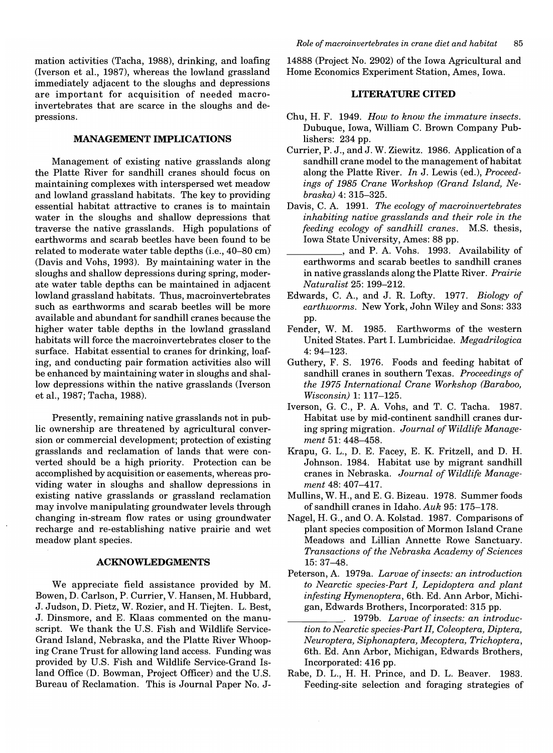mation activities (Tacha, 1988), drinking, and loafing (Iverson et al., 1987), whereas the lowland grassland immediately adjacent to the sloughs and depressions are important for acquisition of needed macroinvertebrates that are scarce in the sloughs and depressions.

## MANAGEMENT IMPLICATIONS

Management of existing native grasslands along the Platte River for sandhill cranes should focus on maintaining complexes with interspersed wet meadow and lowland grassland habitats. The key to providing essential habitat attractive to cranes is to maintain water in the sloughs and shallow depressions that traverse the native grasslands. High populations of earthworms and scarab beetles have been found to be related to moderate water table depths (i.e., 40–80 cm) (Davis and Vohs, 1993). By maintaining water in the sloughs and shallow depressions during spring, moderate water table depths can be maintained in adjacent lowland grassland habitats. Thus, macroinvertebrates such as earthworms and scarab beetles will be more available and abundant for sandhill cranes because the higher water table depths in the lowland grassland habitats will force the macroinvertebrates closer to the surface. Habitat essential to cranes for drinking, loafing, and conducting pair formation activities also will be enhanced by maintaining water in sloughs and shallow depressions within the native grasslands (Iverson et al., 1987; Tacha, 1988).

Presently, remaining native grasslands not in public ownership are threatened by agricultural conversion or commercial development; protection of existing grasslands and reclamation of lands that were converted should be a high priority. Protection can be accomplished by acquisition or easements, whereas providing water in sloughs and shallow depressions in existing native grasslands or grassland reclamation may involve manipulating groundwater levels through changing in-stream flow rates or using groundwater recharge and re-establishing native prairie and wet meadow plant species.

## ACKNOWLEDGMENTS

We appreciate field assistance provided by M. Bowen, D. Carlson, P. Currier, V. Hansen, M. Hubbard, J. Judson, D. Pietz, W. Rozier, and H. Tiejten. L. Best, J. Dinsmore, and E. Klaas commented on the manuscript. We thank the U.S. Fish and Wildlife Service-Grand Island, Nebraska, and the Platte River Whooping Crane Trust for allowing land access. Funding was provided by U.S. Fish and Wildlife Service-Grand Island Office (D. Bowman, Project Officer) and the U.S. Bureau of Reclamation. This is Journal Paper No. J-14888 (Project No. 2902) of the Iowa Agricultural and Home Economics Experiment Station, Ames, Iowa.

## LITERATURE CITED

Chu, H. F. 1949. *How to know the immature insects.* Dubuque, Iowa, William C. Brown Company Publishers: 234 pp.

Currier, P. J., and J. W. Ziewitz. 1986. Application of a sandhill crane model to the management of habitat along the Platte River. *In* J. Lewis (ed.), *Proceedings of 1985 Crane Workshop (Grand Island, Nebraska)* 4: 315–325.

Davis, C. A. 1991. *The ecology of macroinvertebrates inhabiting native grasslands and their role in the feeding ecology of sandhill cranes.* M.S. thesis, Iowa State University, Ames: 88 pp.

\_\_\_\_\_\_\_\_\_\_, and P. A. Vohs. 1993. Availability of earthworms and scarab beetles to sandhill cranes in native grasslands along the Platte River. *Prairie Naturalist* 25: 199–212.

Edwards, C. A., and J. R. Lofty. 1977. *Biology of earthworms.* New York, John Wiley and Sons: 333 pp.

Fender, W. M. 1985. Earthworms of the western United States. Part I. Lumbricidae. *Megadrilogica* 4: 94–123.

Guthery, F. S. 1976. Foods and feeding habitat of sandhill cranes in southern Texas. *Proceedings of the 1975 International Crane Workshop (Baraboo, Wisconsin)* 1: 117–125.

Iverson, G. C., P. A. Vohs, and T. C. Tacha. 1987. Habitat use by mid-continent sandhill cranes during spring migration. *Journal of Wildlife Management* 51: 448–458.

Krapu, G. L., D. E. Facey, E. K. Fritzell, and D. H. Johnson. 1984. Habitat use by migrant sandhill cranes in Nebraska. *Journal of Wildlife Management* 48: 407–417.

Mullins, W. H., and E. G. Bizeau. 1978. Summer foods of sandhill cranes in Idaho. *Auk* 95: 175–178.

Nagel, H. G., and O. A. Kolstad. 1987. Comparisons of plant species composition of Mormon Island Crane Meadows and Lillian Annette Rowe Sanctuary. *Transactions of the Nebraska Academy of Sciences* 15: 37–48.

Peterson, A. 1979a. *Larvae of insects: an introduction to Nearctic species-Part I, Lepidoptera and plant infesting Hymenoptera*, 6th. Ed. Ann Arbor, Michigan, Edwards Brothers, Incorporated: 315 pp.

\_\_\_\_\_\_\_\_\_\_. 1979b. *Larvae of insects: an introduction to Nearctic species-Part II, Coleoptera, Diptera, Neuroptera, Siphonaptera, Mecoptera, Trichoptera*, 6th. Ed. Ann Arbor, Michigan, Edwards Brothers, Incorporated: 416 pp.

Rabe, D. L., H. H. Prince, and D. L. Beaver. 1983. Feeding-site selection and foraging strategies of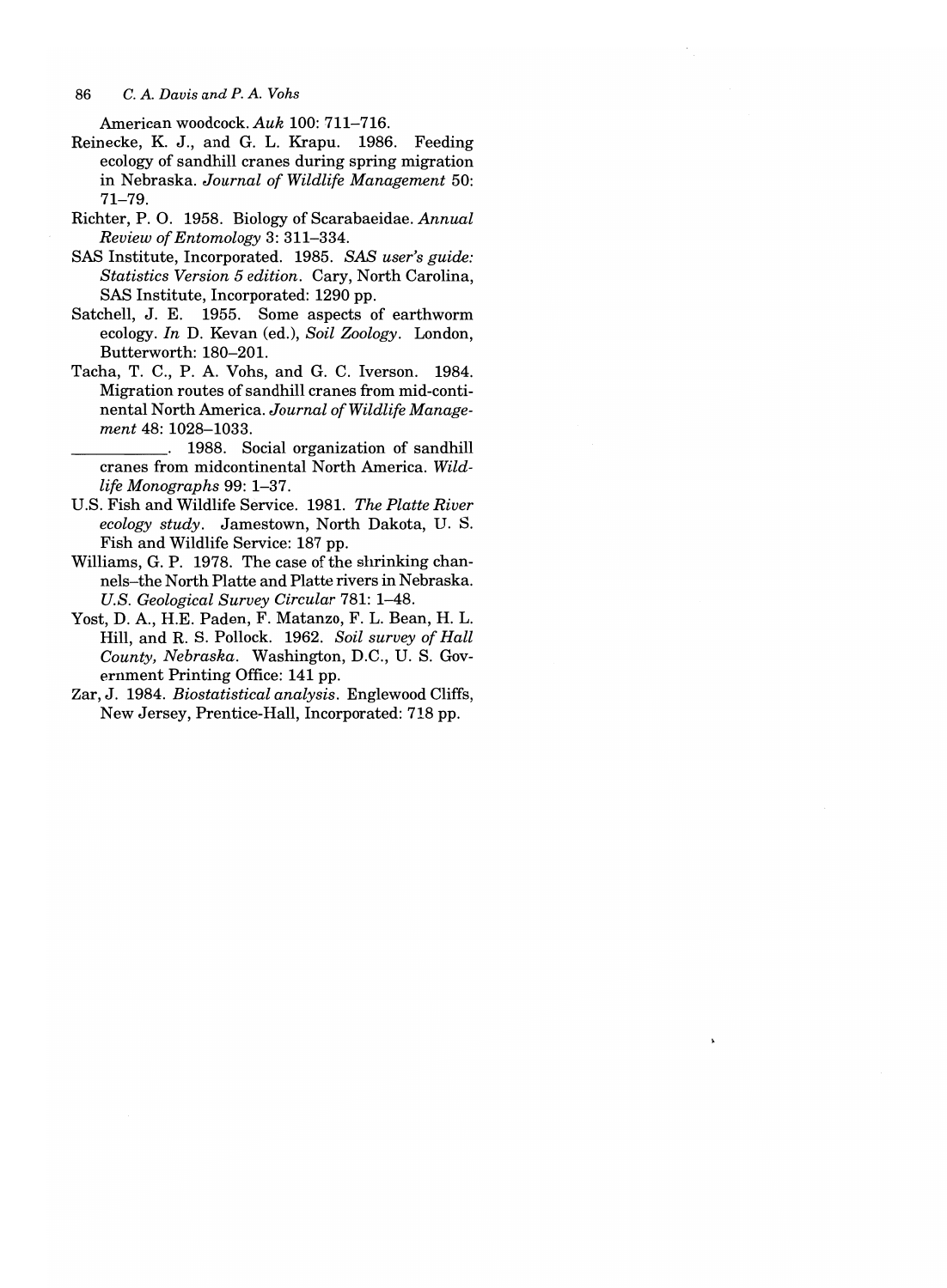American woodcock. *Auk* 100: 711–716.

Reinecke, K. J., and G. L. Krapu. 1986. Feeding ecology of sandhill cranes during spring migration in Nebraska. *Journal of Wildlife Management* 50: 71–79.

Richter, P. O. 1958. Biology of Scarabaeidae. *Annual Review of Entomology* 3: 311–334.

SAS Institute, Incorporated. 1985. *SAS user's guide: Statistics Version 5 edition*. Cary, North Carolina, SAS Institute, Incorporated: 1290 pp.

Satchell, J. E. 1955. Some aspects of earthworm ecology. *In* D. Kevan (ed.), *Soil Zoology*. London, Butterworth: 180–201.

Tacha, T. C., P. A. Vohs, and G. C. Iverson. 1984. Migration routes of sandhill cranes from mid-continental North America. *Journal of Wildlife Management* 48: 1028–1033.

\_\_\_\_\_\_\_\_\_\_. 1988. Social organization of sandhill cranes from midcontinental North America. *Wildlife Monographs* 99: 1–37.

U.S. Fish and Wildlife Service. 1981. *The Platte River ecology study*. Jamestown, North Dakota, U. S. Fish and Wildlife Service: 187 pp.

Williams, G. P. 1978. The case of the shrinking channels–the North Platte and Platte rivers in Nebraska. *U.S. Geological Survey Circular* 781: 1–48.

Yost, D. A., H.E. Paden, F. Matanzo, F. L. Bean, H. L. Hill, and R. S. Pollock. 1962. *Soil survey of Hall County, Nebraska*. Washington, D.C., U. S. Government Printing Office: 141 pp.

Zar, J. 1984. *Biostatistical analysis*. Englewood Cliffs, New Jersey, Prentice-Hall, Incorporated: 718 pp.